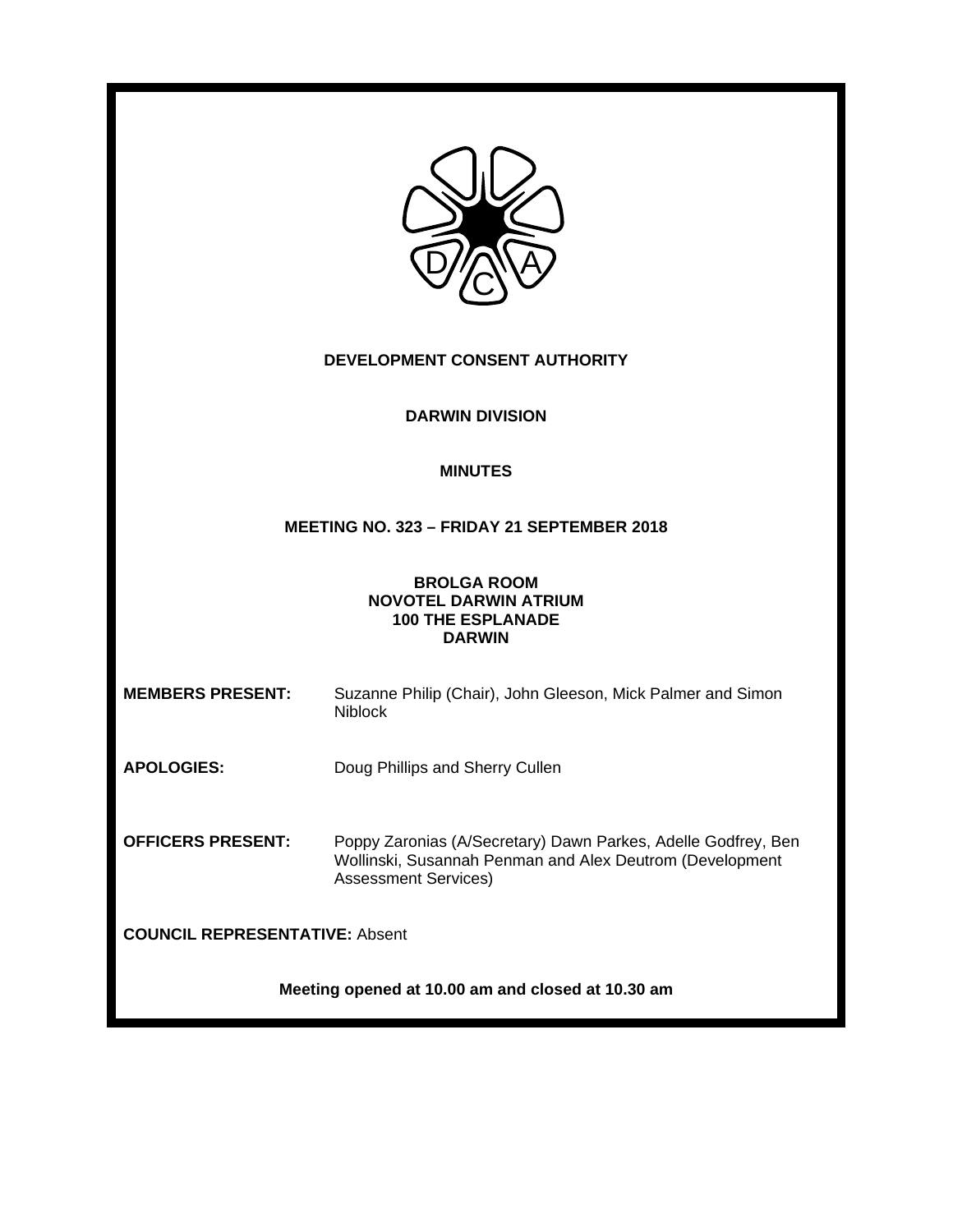# DEVELOPMENT CONSENT AUTHORITY

## DARWIN DIVISION

## MINUTES

## MEETING NO. 323 – FRIDAY 21 SEPTEMBER 2018

**BROLGA ROOM**
**NOVOTEL DARWIN ATRIUM**
**100 THE ESPLANADE**
**DARWIN**

**MEMBERS PRESENT:** Suzanne Philip (Chair), John Gleeson, Mick Palmer and Simon Niblock

**APOLOGIES:** Doug Phillips and Sherry Cullen

**OFFICERS PRESENT:** Poppy Zaronias (A/Secretary) Dawn Parkes, Adelle Godfrey, Ben Wollinski, Susannah Penman and Alex Deutrom (Development Assessment Services)

**COUNCIL REPRESENTATIVE:** Absent

**Meeting opened at 10.00 am and closed at 10.30 am**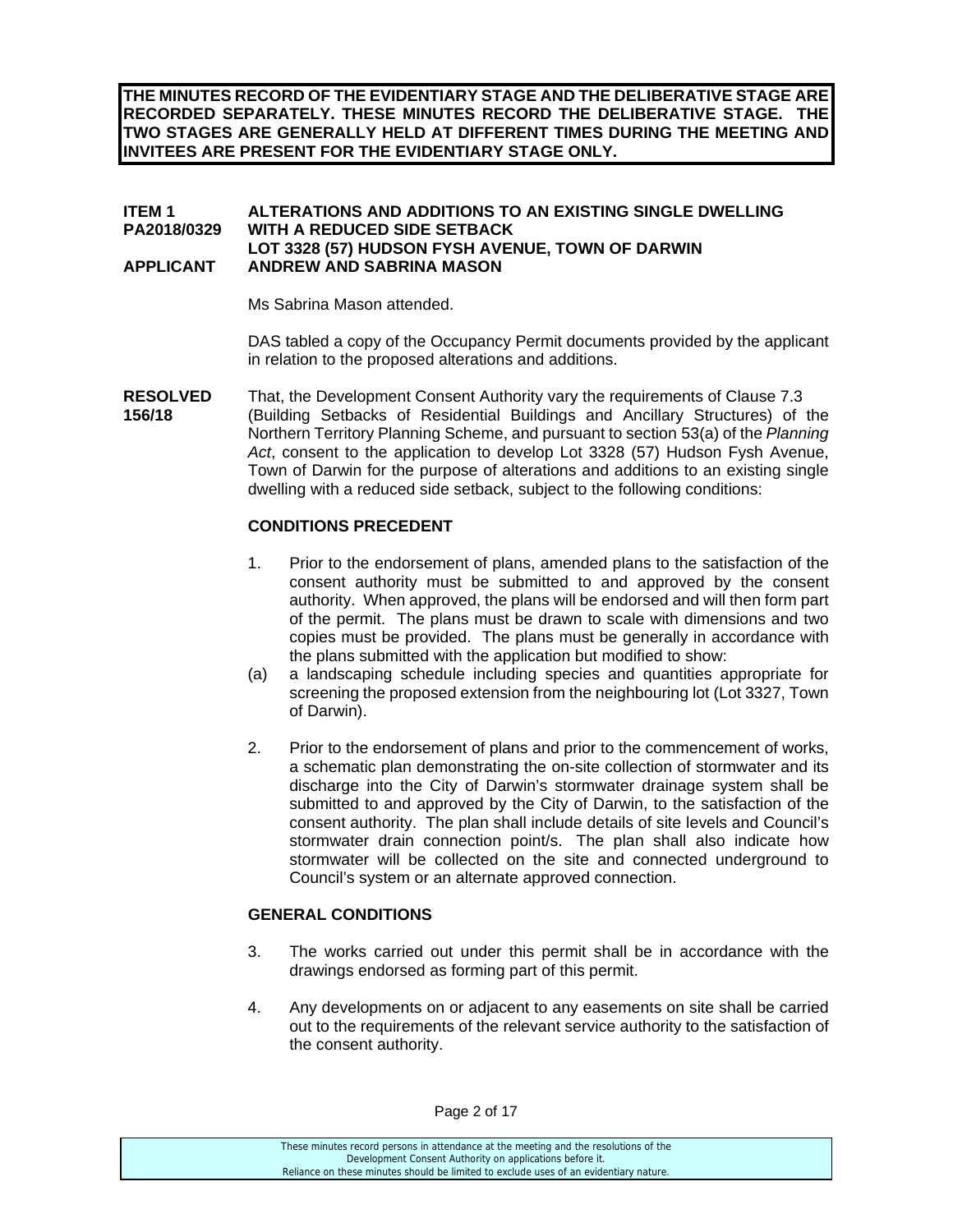**THE MINUTES RECORD OF THE EVIDENTIARY STAGE AND THE DELIBERATIVE STAGE ARE RECORDED SEPARATELY. THESE MINUTES RECORD THE DELIBERATIVE STAGE. THE TWO STAGES ARE GENERALLY HELD AT DIFFERENT TIMES DURING THE MEETING AND INVITEES ARE PRESENT FOR THE EVIDENTIARY STAGE ONLY.**

**ITEM 1** **ALTERATIONS AND ADDITIONS TO AN EXISTING SINGLE DWELLING**
**PA2018/0329** **WITH A REDUCED SIDE SETBACK**
**LOT 3328 (57) HUDSON FYSH AVENUE, TOWN OF DARWIN**
**APPLICANT** **ANDREW AND SABRINA MASON**

Ms Sabrina Mason attended.

DAS tabled a copy of the Occupancy Permit documents provided by the applicant in relation to the proposed alterations and additions.

**RESOLVED 156/18**

That, the Development Consent Authority vary the requirements of Clause 7.3 (Building Setbacks of Residential Buildings and Ancillary Structures) of the Northern Territory Planning Scheme, and pursuant to section 53(a) of the *Planning Act*, consent to the application to develop Lot 3328 (57) Hudson Fysh Avenue, Town of Darwin for the purpose of alterations and additions to an existing single dwelling with a reduced side setback, subject to the following conditions:

**CONDITIONS PRECEDENT**

1. Prior to the endorsement of plans, amended plans to the satisfaction of the consent authority must be submitted to and approved by the consent authority. When approved, the plans will be endorsed and will then form part of the permit. The plans must be drawn to scale with dimensions and two copies must be provided. The plans must be generally in accordance with the plans submitted with the application but modified to show:
   (a) a landscaping schedule including species and quantities appropriate for screening the proposed extension from the neighbouring lot (Lot 3327, Town of Darwin).

2. Prior to the endorsement of plans and prior to the commencement of works, a schematic plan demonstrating the on-site collection of stormwater and its discharge into the City of Darwin's stormwater drainage system shall be submitted to and approved by the City of Darwin, to the satisfaction of the consent authority. The plan shall include details of site levels and Council's stormwater drain connection point/s. The plan shall also indicate how stormwater will be collected on the site and connected underground to Council's system or an alternate approved connection.

**GENERAL CONDITIONS**

3. The works carried out under this permit shall be in accordance with the drawings endorsed as forming part of this permit.

4. Any developments on or adjacent to any easements on site shall be carried out to the requirements of the relevant service authority to the satisfaction of the consent authority.

These minutes record persons in attendance at the meeting and the resolutions of the Development Consent Authority on applications before it.
Reliance on these minutes should be limited to exclude uses of an evidentiary nature.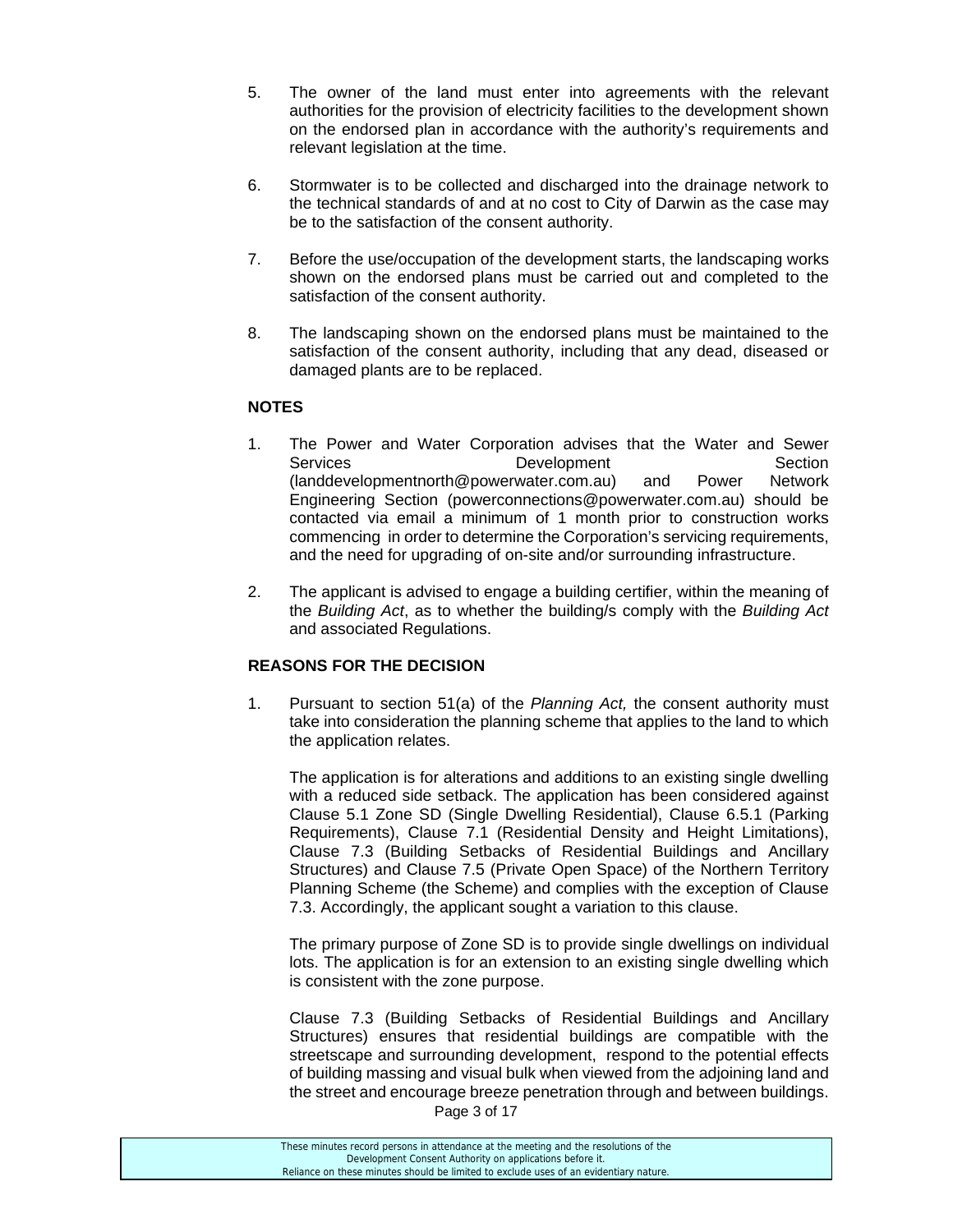5. The owner of the land must enter into agreements with the relevant authorities for the provision of electricity facilities to the development shown on the endorsed plan in accordance with the authority's requirements and relevant legislation at the time.

6. Stormwater is to be collected and discharged into the drainage network to the technical standards of and at no cost to City of Darwin as the case may be to the satisfaction of the consent authority.

7. Before the use/occupation of the development starts, the landscaping works shown on the endorsed plans must be carried out and completed to the satisfaction of the consent authority.

8. The landscaping shown on the endorsed plans must be maintained to the satisfaction of the consent authority, including that any dead, diseased or damaged plants are to be replaced.

**NOTES**

1. The Power and Water Corporation advises that the Water and Sewer Services Development Section (landdevelopmentnorth@powerwater.com.au) and Power Network Engineering Section (powerconnections@powerwater.com.au) should be contacted via email a minimum of 1 month prior to construction works commencing in order to determine the Corporation's servicing requirements, and the need for upgrading of on-site and/or surrounding infrastructure.

2. The applicant is advised to engage a building certifier, within the meaning of the *Building Act*, as to whether the building/s comply with the *Building Act* and associated Regulations.

**REASONS FOR THE DECISION**

1. Pursuant to section 51(a) of the *Planning Act,* the consent authority must take into consideration the planning scheme that applies to the land to which the application relates.

   The application is for alterations and additions to an existing single dwelling with a reduced side setback. The application has been considered against Clause 5.1 Zone SD (Single Dwelling Residential), Clause 6.5.1 (Parking Requirements), Clause 7.1 (Residential Density and Height Limitations), Clause 7.3 (Building Setbacks of Residential Buildings and Ancillary Structures) and Clause 7.5 (Private Open Space) of the Northern Territory Planning Scheme (the Scheme) and complies with the exception of Clause 7.3. Accordingly, the applicant sought a variation to this clause.

   The primary purpose of Zone SD is to provide single dwellings on individual lots. The application is for an extension to an existing single dwelling which is consistent with the zone purpose.

   Clause 7.3 (Building Setbacks of Residential Buildings and Ancillary Structures) ensures that residential buildings are compatible with the streetscape and surrounding development, respond to the potential effects of building massing and visual bulk when viewed from the adjoining land and the street and encourage breeze penetration through and between buildings.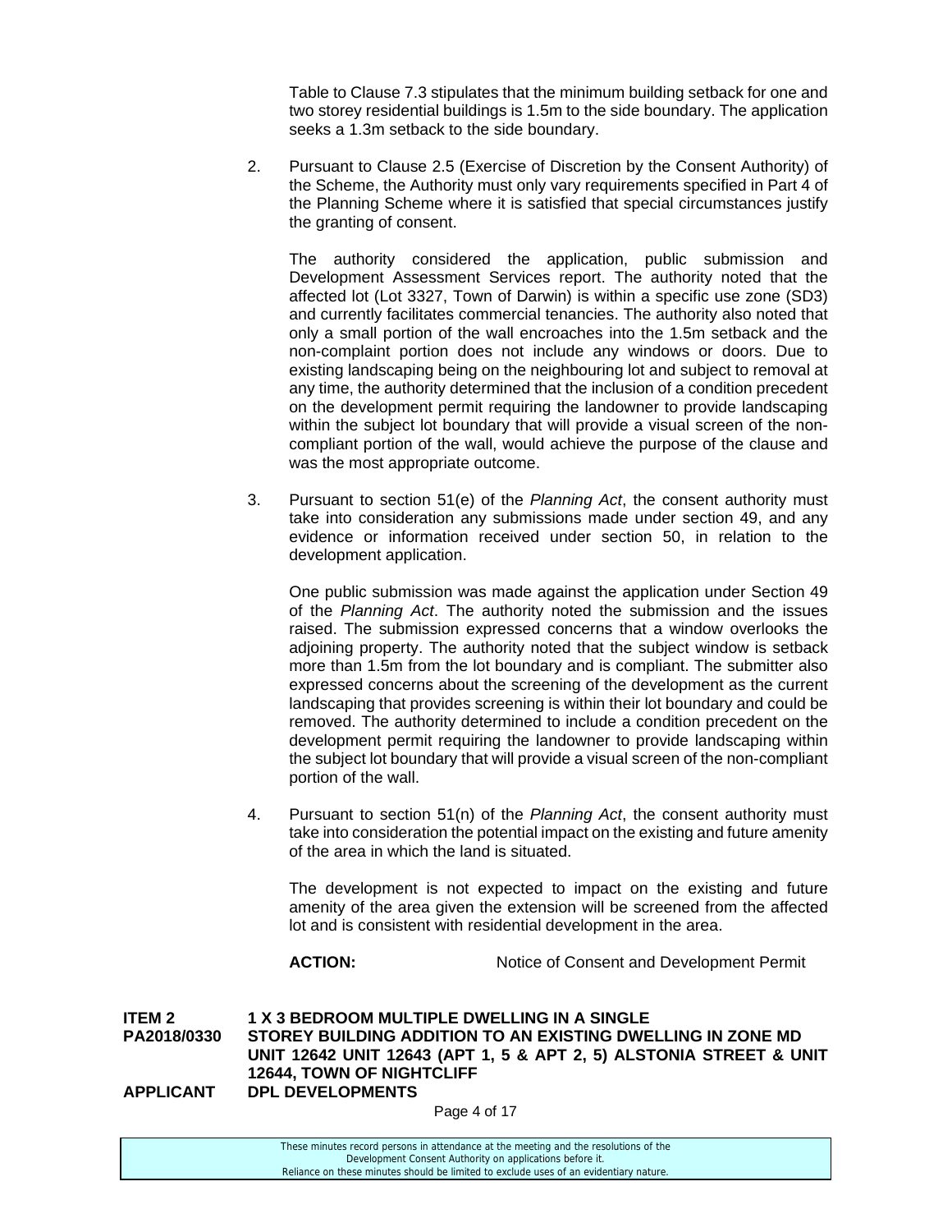Table to Clause 7.3 stipulates that the minimum building setback for one and two storey residential buildings is 1.5m to the side boundary. The application seeks a 1.3m setback to the side boundary.

2. Pursuant to Clause 2.5 (Exercise of Discretion by the Consent Authority) of the Scheme, the Authority must only vary requirements specified in Part 4 of the Planning Scheme where it is satisfied that special circumstances justify the granting of consent.

   The authority considered the application, public submission and Development Assessment Services report. The authority noted that the affected lot (Lot 3327, Town of Darwin) is within a specific use zone (SD3) and currently facilitates commercial tenancies. The authority also noted that only a small portion of the wall encroaches into the 1.5m setback and the non-complaint portion does not include any windows or doors. Due to existing landscaping being on the neighbouring lot and subject to removal at any time, the authority determined that the inclusion of a condition precedent on the development permit requiring the landowner to provide landscaping within the subject lot boundary that will provide a visual screen of the non-compliant portion of the wall, would achieve the purpose of the clause and was the most appropriate outcome.

3. Pursuant to section 51(e) of the *Planning Act*, the consent authority must take into consideration any submissions made under section 49, and any evidence or information received under section 50, in relation to the development application.

   One public submission was made against the application under Section 49 of the *Planning Act*. The authority noted the submission and the issues raised. The submission expressed concerns that a window overlooks the adjoining property. The authority noted that the subject window is setback more than 1.5m from the lot boundary and is compliant. The submitter also expressed concerns about the screening of the development as the current landscaping that provides screening is within their lot boundary and could be removed. The authority determined to include a condition precedent on the development permit requiring the landowner to provide landscaping within the subject lot boundary that will provide a visual screen of the non-compliant portion of the wall.

4. Pursuant to section 51(n) of the *Planning Act*, the consent authority must take into consideration the potential impact on the existing and future amenity of the area in which the land is situated.

   The development is not expected to impact on the existing and future amenity of the area given the extension will be screened from the affected lot and is consistent with residential development in the area.

   **ACTION:** Notice of Consent and Development Permit

**ITEM 2 — PA2018/0330 — 1 X 3 BEDROOM MULTIPLE DWELLING IN A SINGLE STOREY BUILDING ADDITION TO AN EXISTING DWELLING IN ZONE MD UNIT 12642 UNIT 12643 (APT 1, 5 & APT 2, 5) ALSTONIA STREET & UNIT 12644, TOWN OF NIGHTCLIFF**

**APPLICANT — DPL DEVELOPMENTS**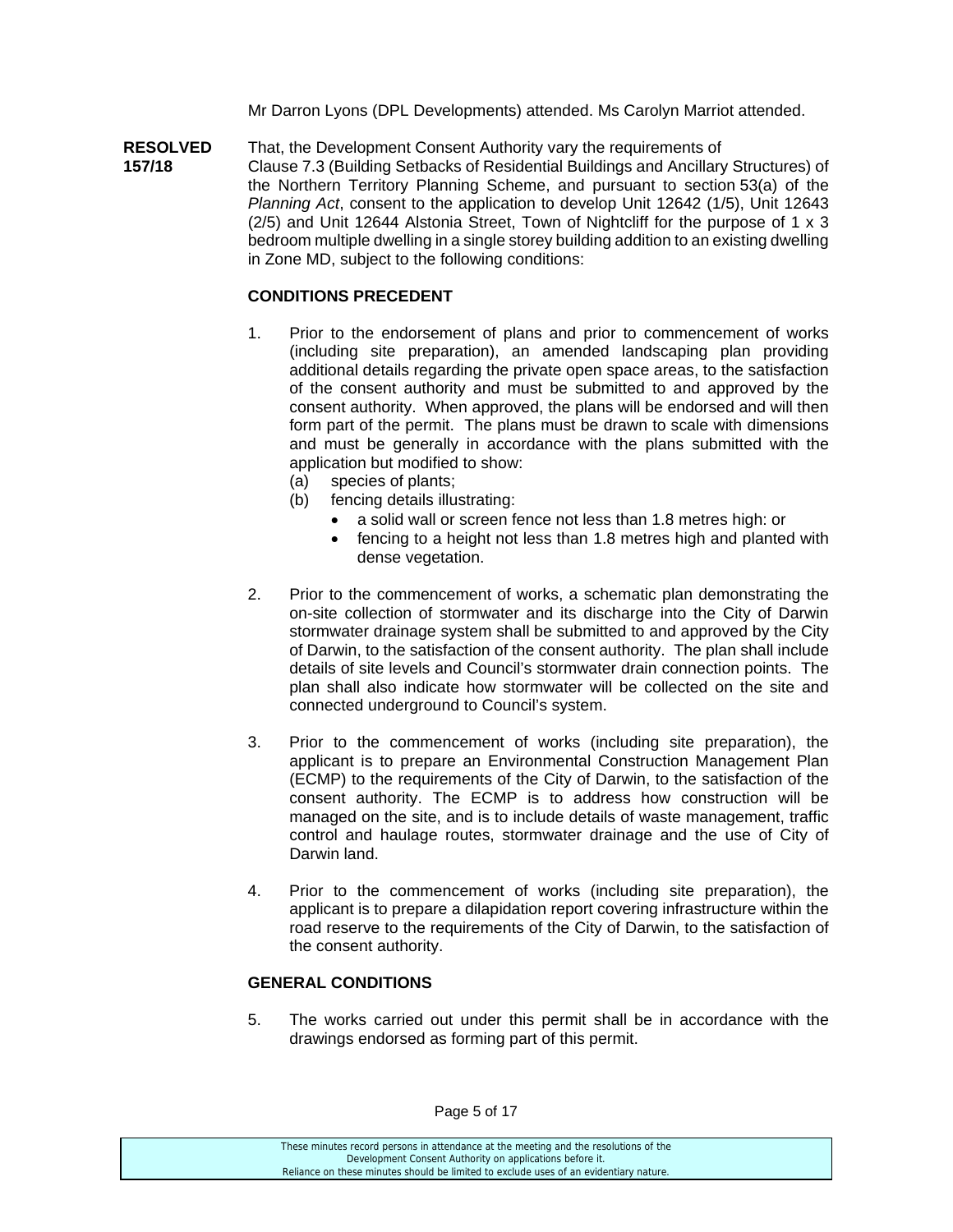Mr Darron Lyons (DPL Developments) attended. Ms Carolyn Marriot attended.

**RESOLVED 157/18**

That, the Development Consent Authority vary the requirements of Clause 7.3 (Building Setbacks of Residential Buildings and Ancillary Structures) of the Northern Territory Planning Scheme, and pursuant to section 53(a) of the *Planning Act*, consent to the application to develop Unit 12642 (1/5), Unit 12643 (2/5) and Unit 12644 Alstonia Street, Town of Nightcliff for the purpose of 1 x 3 bedroom multiple dwelling in a single storey building addition to an existing dwelling in Zone MD, subject to the following conditions:

**CONDITIONS PRECEDENT**

1. Prior to the endorsement of plans and prior to commencement of works (including site preparation), an amended landscaping plan providing additional details regarding the private open space areas, to the satisfaction of the consent authority and must be submitted to and approved by the consent authority. When approved, the plans will be endorsed and will then form part of the permit. The plans must be drawn to scale with dimensions and must be generally in accordance with the plans submitted with the application but modified to show:
   (a) species of plants;
   (b) fencing details illustrating:
      - a solid wall or screen fence not less than 1.8 metres high: or
      - fencing to a height not less than 1.8 metres high and planted with dense vegetation.

2. Prior to the commencement of works, a schematic plan demonstrating the on-site collection of stormwater and its discharge into the City of Darwin stormwater drainage system shall be submitted to and approved by the City of Darwin, to the satisfaction of the consent authority. The plan shall include details of site levels and Council's stormwater drain connection points. The plan shall also indicate how stormwater will be collected on the site and connected underground to Council's system.

3. Prior to the commencement of works (including site preparation), the applicant is to prepare an Environmental Construction Management Plan (ECMP) to the requirements of the City of Darwin, to the satisfaction of the consent authority. The ECMP is to address how construction will be managed on the site, and is to include details of waste management, traffic control and haulage routes, stormwater drainage and the use of City of Darwin land.

4. Prior to the commencement of works (including site preparation), the applicant is to prepare a dilapidation report covering infrastructure within the road reserve to the requirements of the City of Darwin, to the satisfaction of the consent authority.

**GENERAL CONDITIONS**

5. The works carried out under this permit shall be in accordance with the drawings endorsed as forming part of this permit.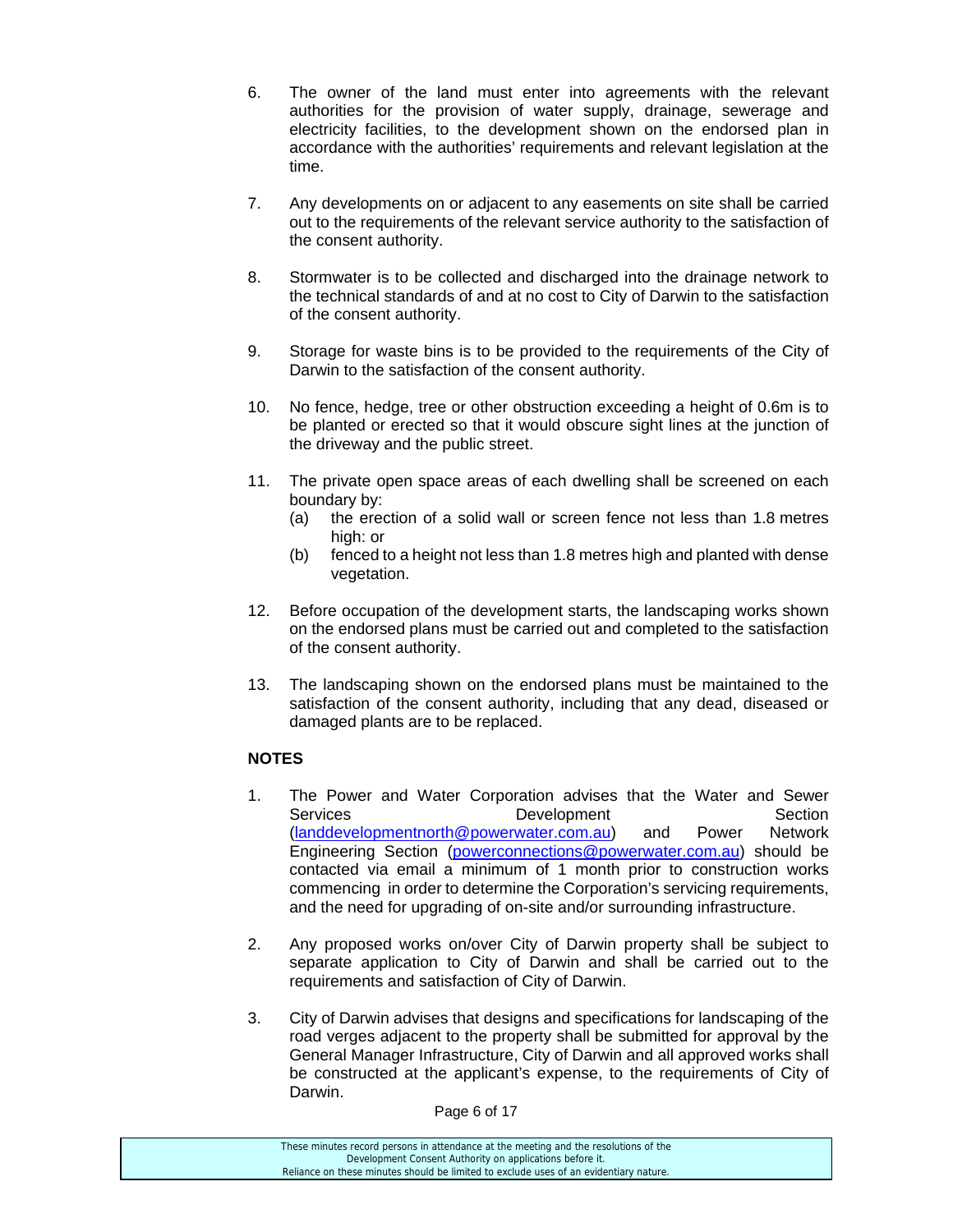6. The owner of the land must enter into agreements with the relevant authorities for the provision of water supply, drainage, sewerage and electricity facilities, to the development shown on the endorsed plan in accordance with the authorities' requirements and relevant legislation at the time.

7. Any developments on or adjacent to any easements on site shall be carried out to the requirements of the relevant service authority to the satisfaction of the consent authority.

8. Stormwater is to be collected and discharged into the drainage network to the technical standards of and at no cost to City of Darwin to the satisfaction of the consent authority.

9. Storage for waste bins is to be provided to the requirements of the City of Darwin to the satisfaction of the consent authority.

10. No fence, hedge, tree or other obstruction exceeding a height of 0.6m is to be planted or erected so that it would obscure sight lines at the junction of the driveway and the public street.

11. The private open space areas of each dwelling shall be screened on each boundary by:
    (a) the erection of a solid wall or screen fence not less than 1.8 metres high: or
    (b) fenced to a height not less than 1.8 metres high and planted with dense vegetation.

12. Before occupation of the development starts, the landscaping works shown on the endorsed plans must be carried out and completed to the satisfaction of the consent authority.

13. The landscaping shown on the endorsed plans must be maintained to the satisfaction of the consent authority, including that any dead, diseased or damaged plants are to be replaced.

**NOTES**

1. The Power and Water Corporation advises that the Water and Sewer Services Development Section (landdevelopmentnorth@powerwater.com.au) and Power Network Engineering Section (powerconnections@powerwater.com.au) should be contacted via email a minimum of 1 month prior to construction works commencing in order to determine the Corporation's servicing requirements, and the need for upgrading of on-site and/or surrounding infrastructure.

2. Any proposed works on/over City of Darwin property shall be subject to separate application to City of Darwin and shall be carried out to the requirements and satisfaction of City of Darwin.

3. City of Darwin advises that designs and specifications for landscaping of the road verges adjacent to the property shall be submitted for approval by the General Manager Infrastructure, City of Darwin and all approved works shall be constructed at the applicant's expense, to the requirements of City of Darwin.

These minutes record persons in attendance at the meeting and the resolutions of the Development Consent Authority on applications before it.
Reliance on these minutes should be limited to exclude uses of an evidentiary nature.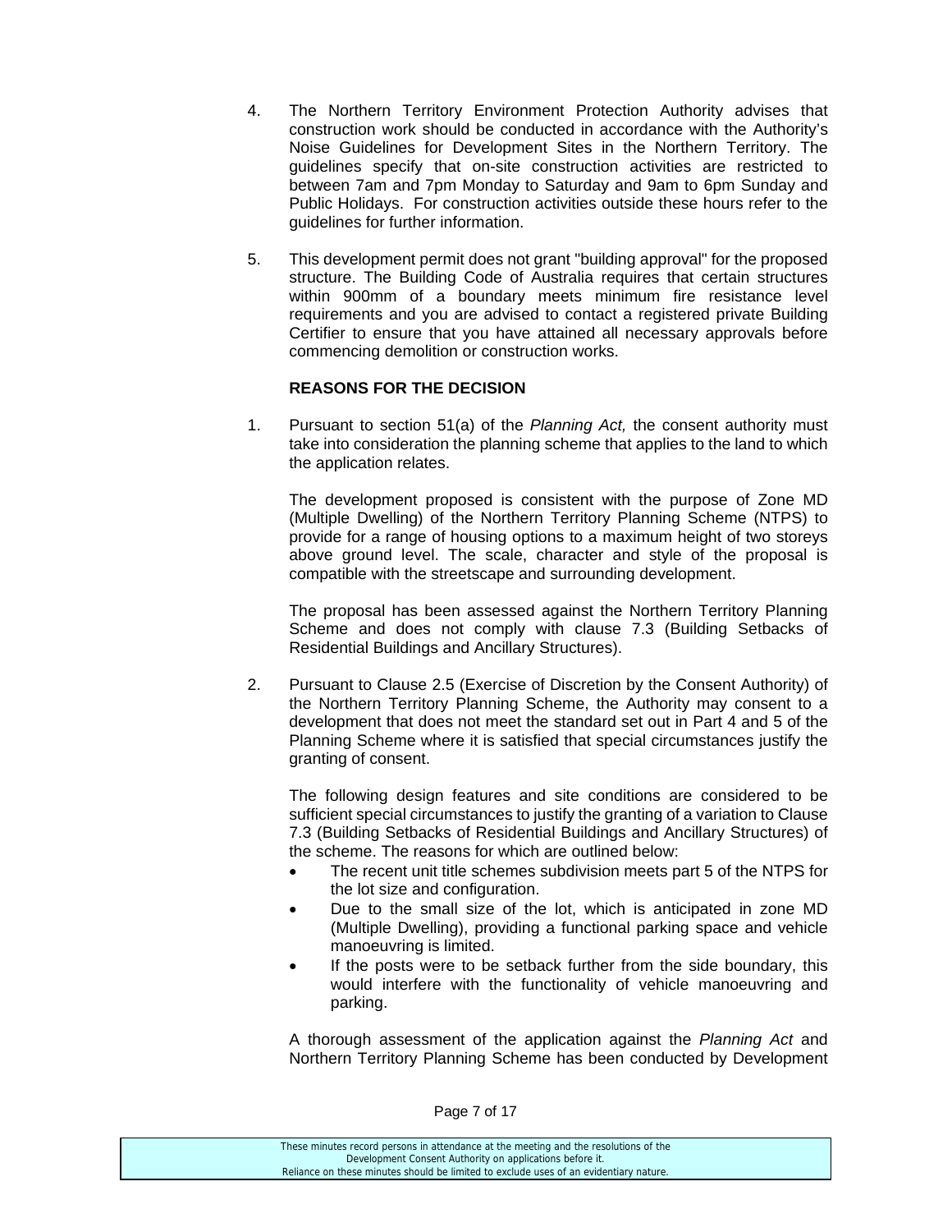4. The Northern Territory Environment Protection Authority advises that construction work should be conducted in accordance with the Authority's Noise Guidelines for Development Sites in the Northern Territory. The guidelines specify that on-site construction activities are restricted to between 7am and 7pm Monday to Saturday and 9am to 6pm Sunday and Public Holidays. For construction activities outside these hours refer to the guidelines for further information.

5. This development permit does not grant "building approval" for the proposed structure. The Building Code of Australia requires that certain structures within 900mm of a boundary meets minimum fire resistance level requirements and you are advised to contact a registered private Building Certifier to ensure that you have attained all necessary approvals before commencing demolition or construction works.

**REASONS FOR THE DECISION**

1. Pursuant to section 51(a) of the *Planning Act,* the consent authority must take into consideration the planning scheme that applies to the land to which the application relates.

   The development proposed is consistent with the purpose of Zone MD (Multiple Dwelling) of the Northern Territory Planning Scheme (NTPS) to provide for a range of housing options to a maximum height of two storeys above ground level. The scale, character and style of the proposal is compatible with the streetscape and surrounding development.

   The proposal has been assessed against the Northern Territory Planning Scheme and does not comply with clause 7.3 (Building Setbacks of Residential Buildings and Ancillary Structures).

2. Pursuant to Clause 2.5 (Exercise of Discretion by the Consent Authority) of the Northern Territory Planning Scheme, the Authority may consent to a development that does not meet the standard set out in Part 4 and 5 of the Planning Scheme where it is satisfied that special circumstances justify the granting of consent.

   The following design features and site conditions are considered to be sufficient special circumstances to justify the granting of a variation to Clause 7.3 (Building Setbacks of Residential Buildings and Ancillary Structures) of the scheme. The reasons for which are outlined below:

   - The recent unit title schemes subdivision meets part 5 of the NTPS for the lot size and configuration.
   - Due to the small size of the lot, which is anticipated in zone MD (Multiple Dwelling), providing a functional parking space and vehicle manoeuvring is limited.
   - If the posts were to be setback further from the side boundary, this would interfere with the functionality of vehicle manoeuvring and parking.

   A thorough assessment of the application against the *Planning Act* and Northern Territory Planning Scheme has been conducted by Development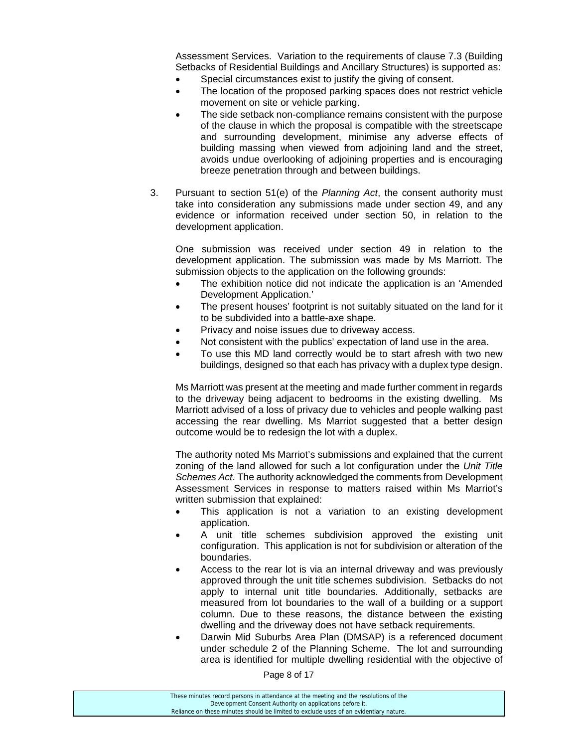Assessment Services. Variation to the requirements of clause 7.3 (Building Setbacks of Residential Buildings and Ancillary Structures) is supported as:

- Special circumstances exist to justify the giving of consent.
- The location of the proposed parking spaces does not restrict vehicle movement on site or vehicle parking.
- The side setback non-compliance remains consistent with the purpose of the clause in which the proposal is compatible with the streetscape and surrounding development, minimise any adverse effects of building massing when viewed from adjoining land and the street, avoids undue overlooking of adjoining properties and is encouraging breeze penetration through and between buildings.

3. Pursuant to section 51(e) of the *Planning Act*, the consent authority must take into consideration any submissions made under section 49, and any evidence or information received under section 50, in relation to the development application.

   One submission was received under section 49 in relation to the development application. The submission was made by Ms Marriott. The submission objects to the application on the following grounds:

   - The exhibition notice did not indicate the application is an 'Amended Development Application.'
   - The present houses' footprint is not suitably situated on the land for it to be subdivided into a battle-axe shape.
   - Privacy and noise issues due to driveway access.
   - Not consistent with the publics' expectation of land use in the area.
   - To use this MD land correctly would be to start afresh with two new buildings, designed so that each has privacy with a duplex type design.

   Ms Marriott was present at the meeting and made further comment in regards to the driveway being adjacent to bedrooms in the existing dwelling. Ms Marriott advised of a loss of privacy due to vehicles and people walking past accessing the rear dwelling. Ms Marriot suggested that a better design outcome would be to redesign the lot with a duplex.

   The authority noted Ms Marriot's submissions and explained that the current zoning of the land allowed for such a lot configuration under the *Unit Title Schemes Act*. The authority acknowledged the comments from Development Assessment Services in response to matters raised within Ms Marriot's written submission that explained:

   - This application is not a variation to an existing development application.
   - A unit title schemes subdivision approved the existing unit configuration. This application is not for subdivision or alteration of the boundaries.
   - Access to the rear lot is via an internal driveway and was previously approved through the unit title schemes subdivision. Setbacks do not apply to internal unit title boundaries. Additionally, setbacks are measured from lot boundaries to the wall of a building or a support column. Due to these reasons, the distance between the existing dwelling and the driveway does not have setback requirements.
   - Darwin Mid Suburbs Area Plan (DMSAP) is a referenced document under schedule 2 of the Planning Scheme. The lot and surrounding area is identified for multiple dwelling residential with the objective of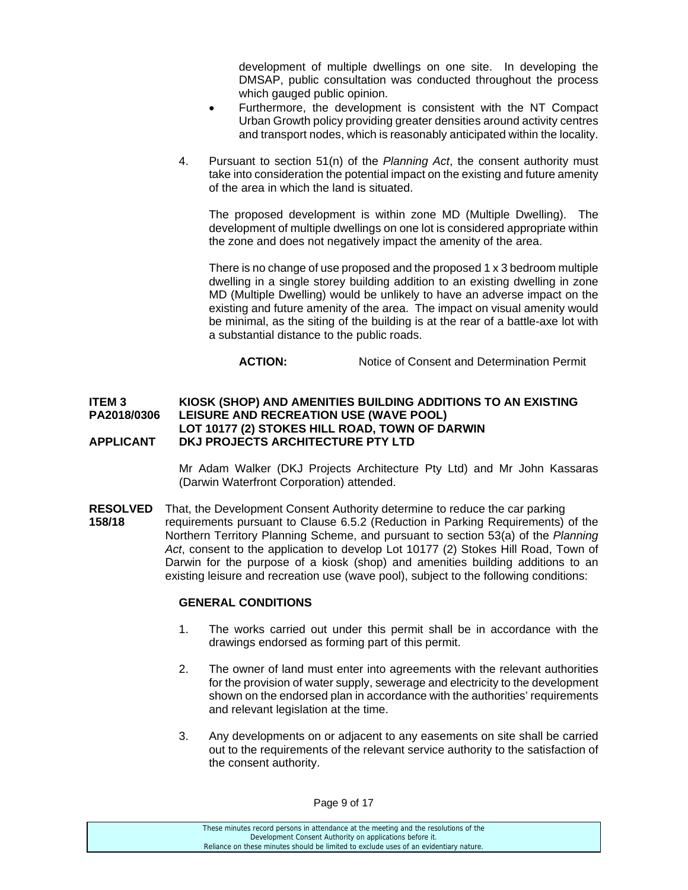development of multiple dwellings on one site. In developing the DMSAP, public consultation was conducted throughout the process which gauged public opinion.

- Furthermore, the development is consistent with the NT Compact Urban Growth policy providing greater densities around activity centres and transport nodes, which is reasonably anticipated within the locality.

4. Pursuant to section 51(n) of the *Planning Act*, the consent authority must take into consideration the potential impact on the existing and future amenity of the area in which the land is situated.

   The proposed development is within zone MD (Multiple Dwelling). The development of multiple dwellings on one lot is considered appropriate within the zone and does not negatively impact the amenity of the area.

   There is no change of use proposed and the proposed 1 x 3 bedroom multiple dwelling in a single storey building addition to an existing dwelling in zone MD (Multiple Dwelling) would be unlikely to have an adverse impact on the existing and future amenity of the area. The impact on visual amenity would be minimal, as the siting of the building is at the rear of a battle-axe lot with a substantial distance to the public roads.

**ACTION:** Notice of Consent and Determination Permit

**ITEM 3 KIOSK (SHOP) AND AMENITIES BUILDING ADDITIONS TO AN EXISTING**
**PA2018/0306 LEISURE AND RECREATION USE (WAVE POOL)**
**LOT 10177 (2) STOKES HILL ROAD, TOWN OF DARWIN**
**APPLICANT DKJ PROJECTS ARCHITECTURE PTY LTD**

Mr Adam Walker (DKJ Projects Architecture Pty Ltd) and Mr John Kassaras (Darwin Waterfront Corporation) attended.

**RESOLVED 158/18** That, the Development Consent Authority determine to reduce the car parking requirements pursuant to Clause 6.5.2 (Reduction in Parking Requirements) of the Northern Territory Planning Scheme, and pursuant to section 53(a) of the *Planning Act*, consent to the application to develop Lot 10177 (2) Stokes Hill Road, Town of Darwin for the purpose of a kiosk (shop) and amenities building additions to an existing leisure and recreation use (wave pool), subject to the following conditions:

**GENERAL CONDITIONS**

1. The works carried out under this permit shall be in accordance with the drawings endorsed as forming part of this permit.

2. The owner of land must enter into agreements with the relevant authorities for the provision of water supply, sewerage and electricity to the development shown on the endorsed plan in accordance with the authorities' requirements and relevant legislation at the time.

3. Any developments on or adjacent to any easements on site shall be carried out to the requirements of the relevant service authority to the satisfaction of the consent authority.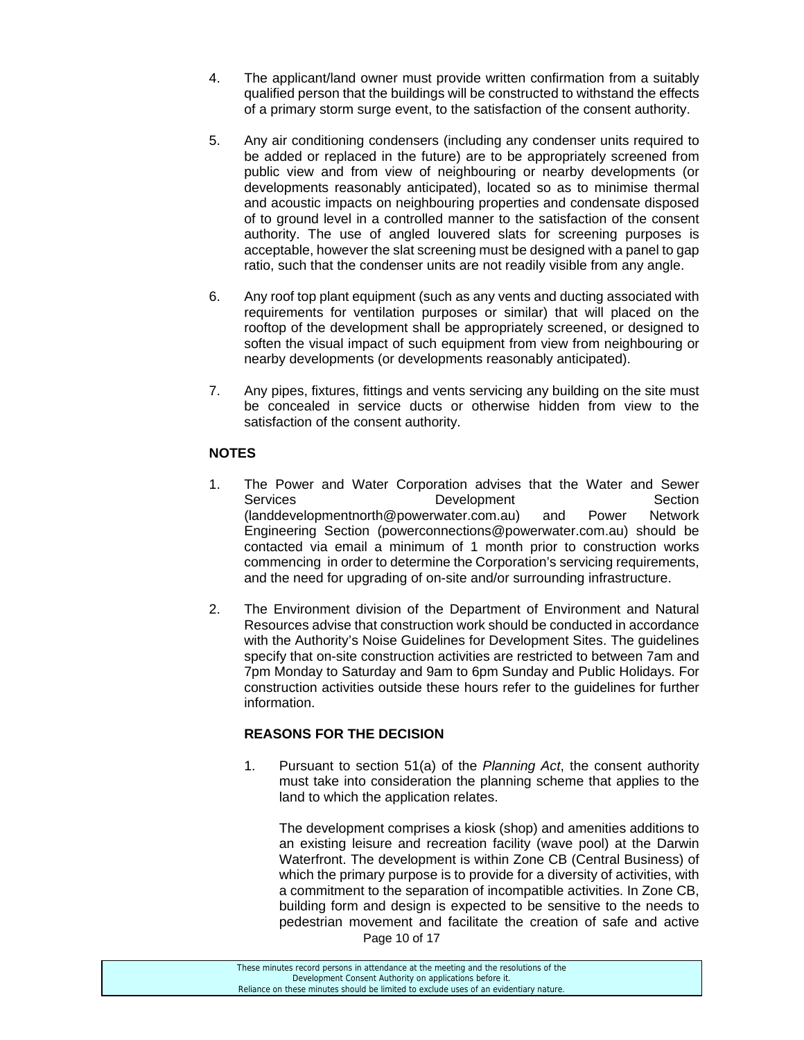4. The applicant/land owner must provide written confirmation from a suitably qualified person that the buildings will be constructed to withstand the effects of a primary storm surge event, to the satisfaction of the consent authority.

5. Any air conditioning condensers (including any condenser units required to be added or replaced in the future) are to be appropriately screened from public view and from view of neighbouring or nearby developments (or developments reasonably anticipated), located so as to minimise thermal and acoustic impacts on neighbouring properties and condensate disposed of to ground level in a controlled manner to the satisfaction of the consent authority. The use of angled louvered slats for screening purposes is acceptable, however the slat screening must be designed with a panel to gap ratio, such that the condenser units are not readily visible from any angle.

6. Any roof top plant equipment (such as any vents and ducting associated with requirements for ventilation purposes or similar) that will placed on the rooftop of the development shall be appropriately screened, or designed to soften the visual impact of such equipment from view from neighbouring or nearby developments (or developments reasonably anticipated).

7. Any pipes, fixtures, fittings and vents servicing any building on the site must be concealed in service ducts or otherwise hidden from view to the satisfaction of the consent authority.

**NOTES**

1. The Power and Water Corporation advises that the Water and Sewer Services Development Section (landdevelopmentnorth@powerwater.com.au) and Power Network Engineering Section (powerconnections@powerwater.com.au) should be contacted via email a minimum of 1 month prior to construction works commencing in order to determine the Corporation's servicing requirements, and the need for upgrading of on-site and/or surrounding infrastructure.

2. The Environment division of the Department of Environment and Natural Resources advise that construction work should be conducted in accordance with the Authority's Noise Guidelines for Development Sites. The guidelines specify that on-site construction activities are restricted to between 7am and 7pm Monday to Saturday and 9am to 6pm Sunday and Public Holidays. For construction activities outside these hours refer to the guidelines for further information.

**REASONS FOR THE DECISION**

1. Pursuant to section 51(a) of the *Planning Act*, the consent authority must take into consideration the planning scheme that applies to the land to which the application relates.

   The development comprises a kiosk (shop) and amenities additions to an existing leisure and recreation facility (wave pool) at the Darwin Waterfront. The development is within Zone CB (Central Business) of which the primary purpose is to provide for a diversity of activities, with a commitment to the separation of incompatible activities. In Zone CB, building form and design is expected to be sensitive to the needs to pedestrian movement and facilitate the creation of safe and active

These minutes record persons in attendance at the meeting and the resolutions of the Development Consent Authority on applications before it. Reliance on these minutes should be limited to exclude uses of an evidentiary nature.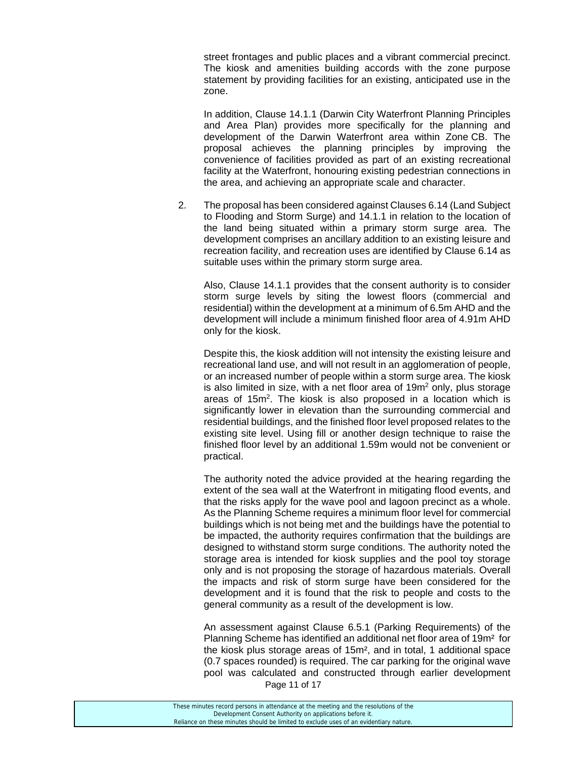street frontages and public places and a vibrant commercial precinct. The kiosk and amenities building accords with the zone purpose statement by providing facilities for an existing, anticipated use in the zone.

In addition, Clause 14.1.1 (Darwin City Waterfront Planning Principles and Area Plan) provides more specifically for the planning and development of the Darwin Waterfront area within Zone CB. The proposal achieves the planning principles by improving the convenience of facilities provided as part of an existing recreational facility at the Waterfront, honouring existing pedestrian connections in the area, and achieving an appropriate scale and character.

2. The proposal has been considered against Clauses 6.14 (Land Subject to Flooding and Storm Surge) and 14.1.1 in relation to the location of the land being situated within a primary storm surge area. The development comprises an ancillary addition to an existing leisure and recreation facility, and recreation uses are identified by Clause 6.14 as suitable uses within the primary storm surge area.

   Also, Clause 14.1.1 provides that the consent authority is to consider storm surge levels by siting the lowest floors (commercial and residential) within the development at a minimum of 6.5m AHD and the development will include a minimum finished floor area of 4.91m AHD only for the kiosk.

   Despite this, the kiosk addition will not intensity the existing leisure and recreational land use, and will not result in an agglomeration of people, or an increased number of people within a storm surge area. The kiosk is also limited in size, with a net floor area of 19m² only, plus storage areas of 15m². The kiosk is also proposed in a location which is significantly lower in elevation than the surrounding commercial and residential buildings, and the finished floor level proposed relates to the existing site level. Using fill or another design technique to raise the finished floor level by an additional 1.59m would not be convenient or practical.

   The authority noted the advice provided at the hearing regarding the extent of the sea wall at the Waterfront in mitigating flood events, and that the risks apply for the wave pool and lagoon precinct as a whole. As the Planning Scheme requires a minimum floor level for commercial buildings which is not being met and the buildings have the potential to be impacted, the authority requires confirmation that the buildings are designed to withstand storm surge conditions. The authority noted the storage area is intended for kiosk supplies and the pool toy storage only and is not proposing the storage of hazardous materials. Overall the impacts and risk of storm surge have been considered for the development and it is found that the risk to people and costs to the general community as a result of the development is low.

   An assessment against Clause 6.5.1 (Parking Requirements) of the Planning Scheme has identified an additional net floor area of 19m² for the kiosk plus storage areas of 15m², and in total, 1 additional space (0.7 spaces rounded) is required. The car parking for the original wave pool was calculated and constructed through earlier development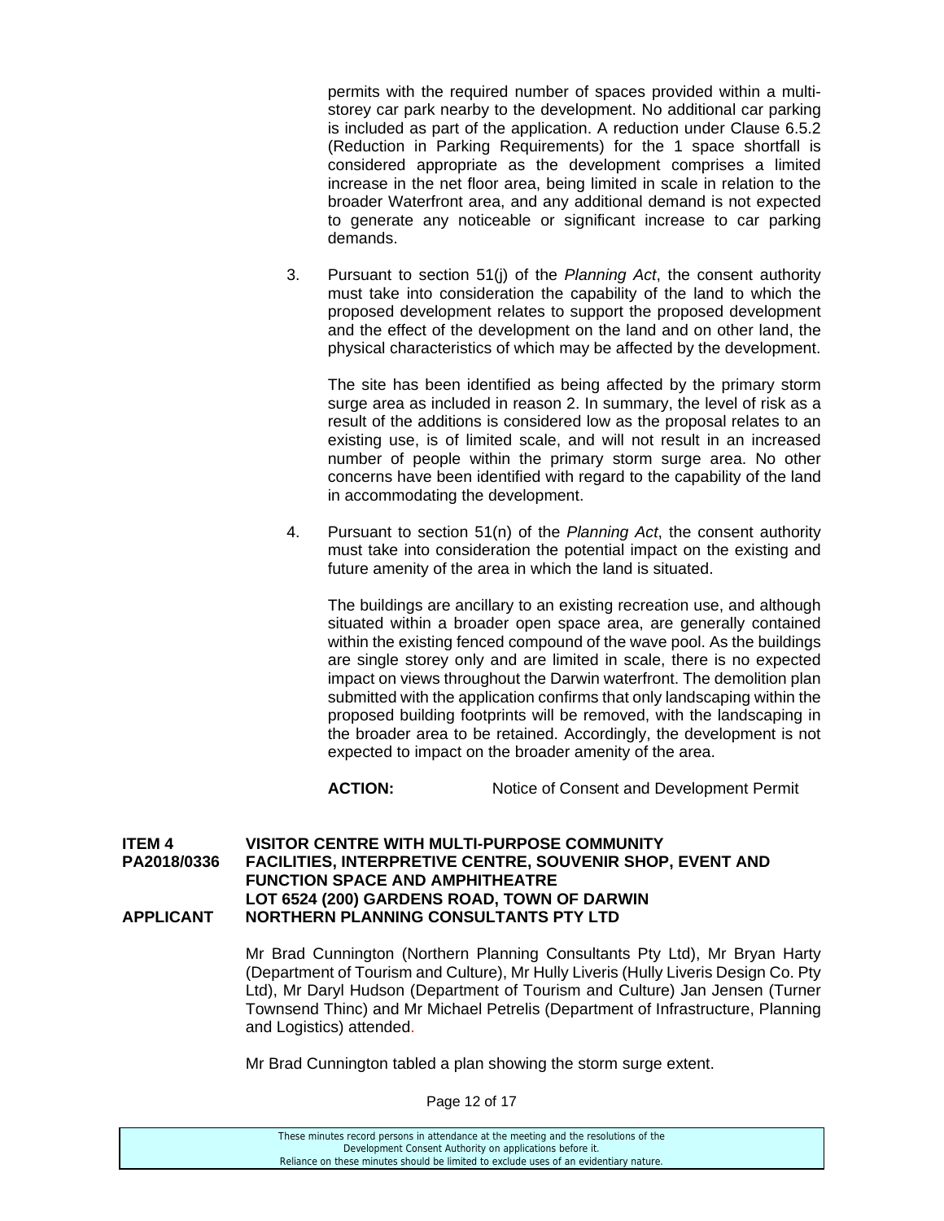permits with the required number of spaces provided within a multi-storey car park nearby to the development. No additional car parking is included as part of the application. A reduction under Clause 6.5.2 (Reduction in Parking Requirements) for the 1 space shortfall is considered appropriate as the development comprises a limited increase in the net floor area, being limited in scale in relation to the broader Waterfront area, and any additional demand is not expected to generate any noticeable or significant increase to car parking demands.

3. Pursuant to section 51(j) of the *Planning Act*, the consent authority must take into consideration the capability of the land to which the proposed development relates to support the proposed development and the effect of the development on the land and on other land, the physical characteristics of which may be affected by the development.

   The site has been identified as being affected by the primary storm surge area as included in reason 2. In summary, the level of risk as a result of the additions is considered low as the proposal relates to an existing use, is of limited scale, and will not result in an increased number of people within the primary storm surge area. No other concerns have been identified with regard to the capability of the land in accommodating the development.

4. Pursuant to section 51(n) of the *Planning Act*, the consent authority must take into consideration the potential impact on the existing and future amenity of the area in which the land is situated.

   The buildings are ancillary to an existing recreation use, and although situated within a broader open space area, are generally contained within the existing fenced compound of the wave pool. As the buildings are single storey only and are limited in scale, there is no expected impact on views throughout the Darwin waterfront. The demolition plan submitted with the application confirms that only landscaping within the proposed building footprints will be removed, with the landscaping in the broader area to be retained. Accordingly, the development is not expected to impact on the broader amenity of the area.

**ACTION:** Notice of Consent and Development Permit

**ITEM 4 VISITOR CENTRE WITH MULTI-PURPOSE COMMUNITY**
**PA2018/0336 FACILITIES, INTERPRETIVE CENTRE, SOUVENIR SHOP, EVENT AND FUNCTION SPACE AND AMPHITHEATRE**
**LOT 6524 (200) GARDENS ROAD, TOWN OF DARWIN**
**APPLICANT NORTHERN PLANNING CONSULTANTS PTY LTD**

Mr Brad Cunnington (Northern Planning Consultants Pty Ltd), Mr Bryan Harty (Department of Tourism and Culture), Mr Hully Liveris (Hully Liveris Design Co. Pty Ltd), Mr Daryl Hudson (Department of Tourism and Culture) Jan Jensen (Turner Townsend Thinc) and Mr Michael Petrelis (Department of Infrastructure, Planning and Logistics) attended.

Mr Brad Cunnington tabled a plan showing the storm surge extent.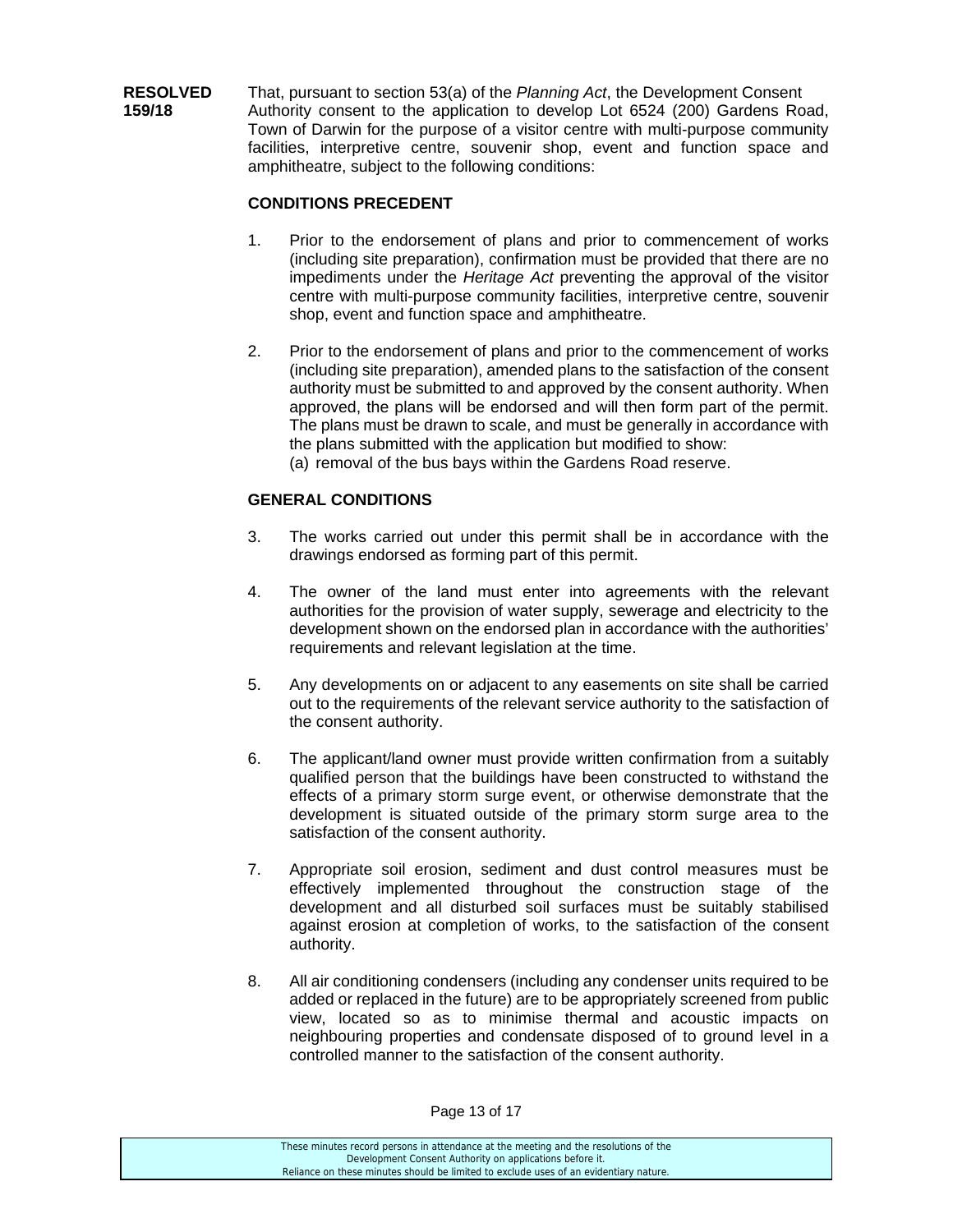**RESOLVED 159/18**

That, pursuant to section 53(a) of the *Planning Act*, the Development Consent Authority consent to the application to develop Lot 6524 (200) Gardens Road, Town of Darwin for the purpose of a visitor centre with multi-purpose community facilities, interpretive centre, souvenir shop, event and function space and amphitheatre, subject to the following conditions:

**CONDITIONS PRECEDENT**

1. Prior to the endorsement of plans and prior to commencement of works (including site preparation), confirmation must be provided that there are no impediments under the *Heritage Act* preventing the approval of the visitor centre with multi-purpose community facilities, interpretive centre, souvenir shop, event and function space and amphitheatre.

2. Prior to the endorsement of plans and prior to the commencement of works (including site preparation), amended plans to the satisfaction of the consent authority must be submitted to and approved by the consent authority. When approved, the plans will be endorsed and will then form part of the permit. The plans must be drawn to scale, and must be generally in accordance with the plans submitted with the application but modified to show:
   (a) removal of the bus bays within the Gardens Road reserve.

**GENERAL CONDITIONS**

3. The works carried out under this permit shall be in accordance with the drawings endorsed as forming part of this permit.

4. The owner of the land must enter into agreements with the relevant authorities for the provision of water supply, sewerage and electricity to the development shown on the endorsed plan in accordance with the authorities' requirements and relevant legislation at the time.

5. Any developments on or adjacent to any easements on site shall be carried out to the requirements of the relevant service authority to the satisfaction of the consent authority.

6. The applicant/land owner must provide written confirmation from a suitably qualified person that the buildings have been constructed to withstand the effects of a primary storm surge event, or otherwise demonstrate that the development is situated outside of the primary storm surge area to the satisfaction of the consent authority.

7. Appropriate soil erosion, sediment and dust control measures must be effectively implemented throughout the construction stage of the development and all disturbed soil surfaces must be suitably stabilised against erosion at completion of works, to the satisfaction of the consent authority.

8. All air conditioning condensers (including any condenser units required to be added or replaced in the future) are to be appropriately screened from public view, located so as to minimise thermal and acoustic impacts on neighbouring properties and condensate disposed of to ground level in a controlled manner to the satisfaction of the consent authority.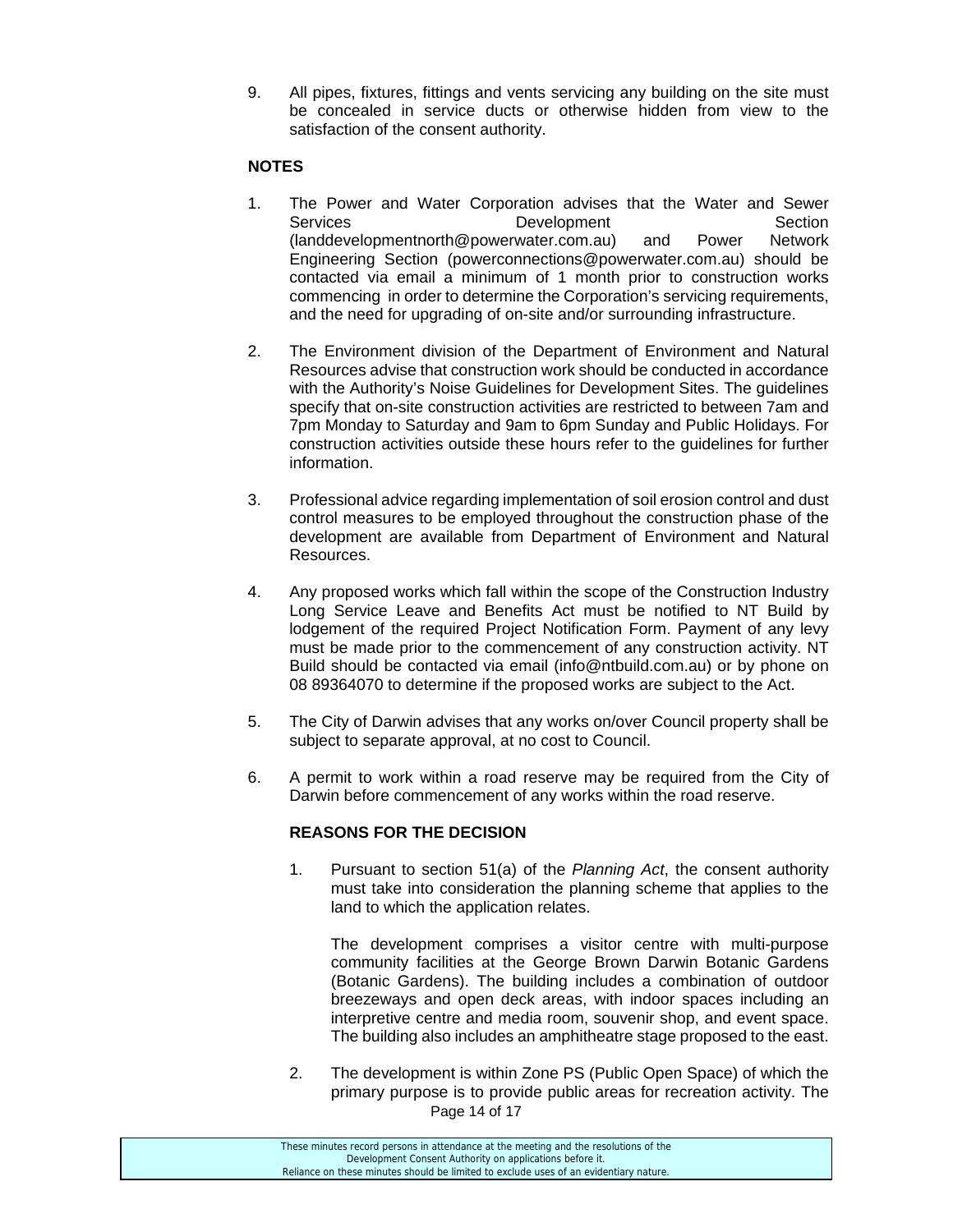9. All pipes, fixtures, fittings and vents servicing any building on the site must be concealed in service ducts or otherwise hidden from view to the satisfaction of the consent authority.

**NOTES**

1. The Power and Water Corporation advises that the Water and Sewer Services Development Section (landdevelopmentnorth@powerwater.com.au) and Power Network Engineering Section (powerconnections@powerwater.com.au) should be contacted via email a minimum of 1 month prior to construction works commencing in order to determine the Corporation's servicing requirements, and the need for upgrading of on-site and/or surrounding infrastructure.

2. The Environment division of the Department of Environment and Natural Resources advise that construction work should be conducted in accordance with the Authority's Noise Guidelines for Development Sites. The guidelines specify that on-site construction activities are restricted to between 7am and 7pm Monday to Saturday and 9am to 6pm Sunday and Public Holidays. For construction activities outside these hours refer to the guidelines for further information.

3. Professional advice regarding implementation of soil erosion control and dust control measures to be employed throughout the construction phase of the development are available from Department of Environment and Natural Resources.

4. Any proposed works which fall within the scope of the Construction Industry Long Service Leave and Benefits Act must be notified to NT Build by lodgement of the required Project Notification Form. Payment of any levy must be made prior to the commencement of any construction activity. NT Build should be contacted via email (info@ntbuild.com.au) or by phone on 08 89364070 to determine if the proposed works are subject to the Act.

5. The City of Darwin advises that any works on/over Council property shall be subject to separate approval, at no cost to Council.

6. A permit to work within a road reserve may be required from the City of Darwin before commencement of any works within the road reserve.

**REASONS FOR THE DECISION**

1. Pursuant to section 51(a) of the *Planning Act*, the consent authority must take into consideration the planning scheme that applies to the land to which the application relates.

   The development comprises a visitor centre with multi-purpose community facilities at the George Brown Darwin Botanic Gardens (Botanic Gardens). The building includes a combination of outdoor breezeways and open deck areas, with indoor spaces including an interpretive centre and media room, souvenir shop, and event space. The building also includes an amphitheatre stage proposed to the east.

2. The development is within Zone PS (Public Open Space) of which the primary purpose is to provide public areas for recreation activity. The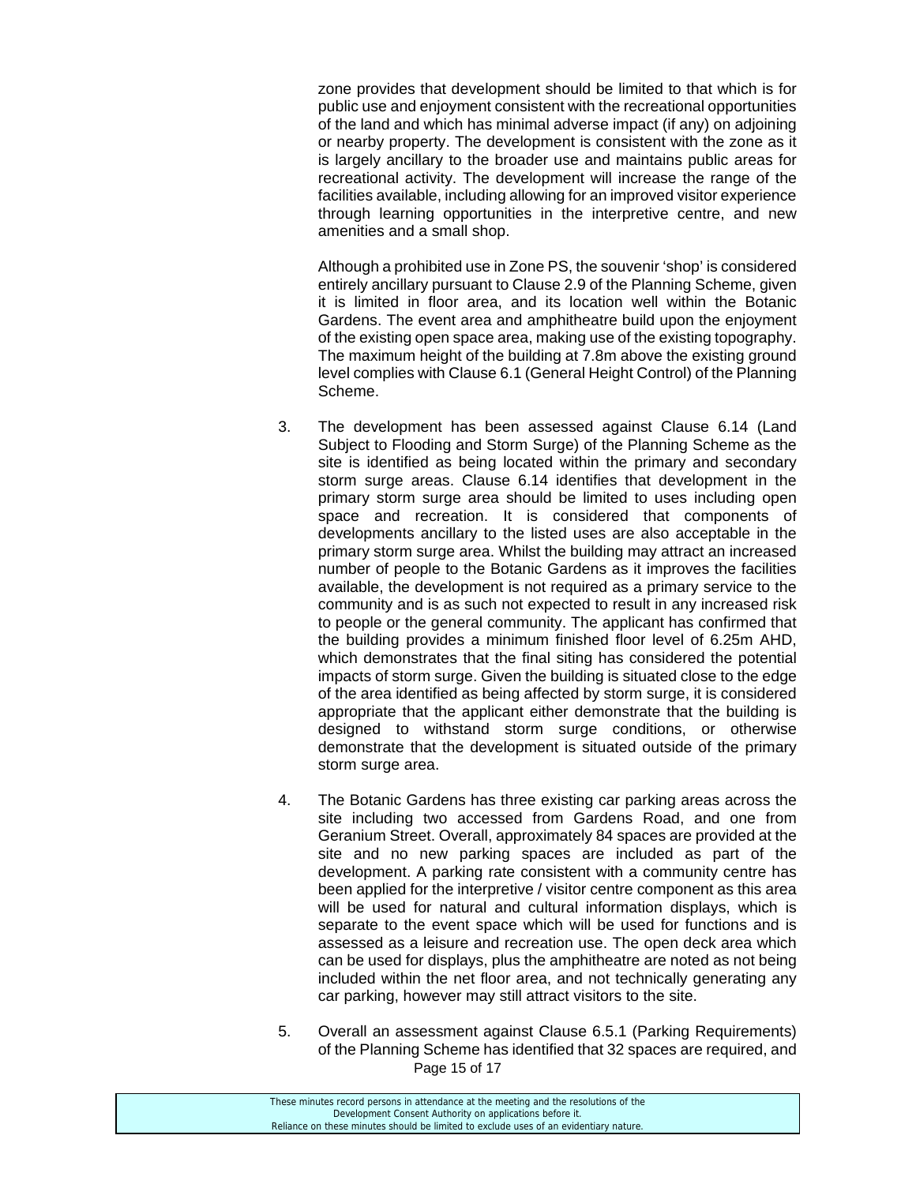zone provides that development should be limited to that which is for public use and enjoyment consistent with the recreational opportunities of the land and which has minimal adverse impact (if any) on adjoining or nearby property. The development is consistent with the zone as it is largely ancillary to the broader use and maintains public areas for recreational activity. The development will increase the range of the facilities available, including allowing for an improved visitor experience through learning opportunities in the interpretive centre, and new amenities and a small shop.

Although a prohibited use in Zone PS, the souvenir 'shop' is considered entirely ancillary pursuant to Clause 2.9 of the Planning Scheme, given it is limited in floor area, and its location well within the Botanic Gardens. The event area and amphitheatre build upon the enjoyment of the existing open space area, making use of the existing topography. The maximum height of the building at 7.8m above the existing ground level complies with Clause 6.1 (General Height Control) of the Planning Scheme.

3. The development has been assessed against Clause 6.14 (Land Subject to Flooding and Storm Surge) of the Planning Scheme as the site is identified as being located within the primary and secondary storm surge areas. Clause 6.14 identifies that development in the primary storm surge area should be limited to uses including open space and recreation. It is considered that components of developments ancillary to the listed uses are also acceptable in the primary storm surge area. Whilst the building may attract an increased number of people to the Botanic Gardens as it improves the facilities available, the development is not required as a primary service to the community and is as such not expected to result in any increased risk to people or the general community. The applicant has confirmed that the building provides a minimum finished floor level of 6.25m AHD, which demonstrates that the final siting has considered the potential impacts of storm surge. Given the building is situated close to the edge of the area identified as being affected by storm surge, it is considered appropriate that the applicant either demonstrate that the building is designed to withstand storm surge conditions, or otherwise demonstrate that the development is situated outside of the primary storm surge area.

4. The Botanic Gardens has three existing car parking areas across the site including two accessed from Gardens Road, and one from Geranium Street. Overall, approximately 84 spaces are provided at the site and no new parking spaces are included as part of the development. A parking rate consistent with a community centre has been applied for the interpretive / visitor centre component as this area will be used for natural and cultural information displays, which is separate to the event space which will be used for functions and is assessed as a leisure and recreation use. The open deck area which can be used for displays, plus the amphitheatre are noted as not being included within the net floor area, and not technically generating any car parking, however may still attract visitors to the site.

5. Overall an assessment against Clause 6.5.1 (Parking Requirements) of the Planning Scheme has identified that 32 spaces are required, and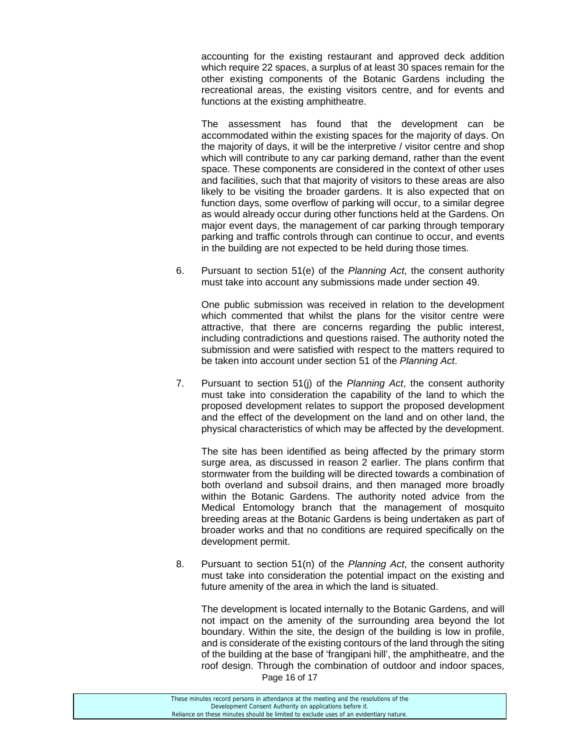accounting for the existing restaurant and approved deck addition which require 22 spaces, a surplus of at least 30 spaces remain for the other existing components of the Botanic Gardens including the recreational areas, the existing visitors centre, and for events and functions at the existing amphitheatre.

The assessment has found that the development can be accommodated within the existing spaces for the majority of days. On the majority of days, it will be the interpretive / visitor centre and shop which will contribute to any car parking demand, rather than the event space. These components are considered in the context of other uses and facilities, such that that majority of visitors to these areas are also likely to be visiting the broader gardens. It is also expected that on function days, some overflow of parking will occur, to a similar degree as would already occur during other functions held at the Gardens. On major event days, the management of car parking through temporary parking and traffic controls through can continue to occur, and events in the building are not expected to be held during those times.

6. Pursuant to section 51(e) of the *Planning Act*, the consent authority must take into account any submissions made under section 49.

   One public submission was received in relation to the development which commented that whilst the plans for the visitor centre were attractive, that there are concerns regarding the public interest, including contradictions and questions raised. The authority noted the submission and were satisfied with respect to the matters required to be taken into account under section 51 of the *Planning Act*.

7. Pursuant to section 51(j) of the *Planning Act*, the consent authority must take into consideration the capability of the land to which the proposed development relates to support the proposed development and the effect of the development on the land and on other land, the physical characteristics of which may be affected by the development.

   The site has been identified as being affected by the primary storm surge area, as discussed in reason 2 earlier. The plans confirm that stormwater from the building will be directed towards a combination of both overland and subsoil drains, and then managed more broadly within the Botanic Gardens. The authority noted advice from the Medical Entomology branch that the management of mosquito breeding areas at the Botanic Gardens is being undertaken as part of broader works and that no conditions are required specifically on the development permit.

8. Pursuant to section 51(n) of the *Planning Act*, the consent authority must take into consideration the potential impact on the existing and future amenity of the area in which the land is situated.

   The development is located internally to the Botanic Gardens, and will not impact on the amenity of the surrounding area beyond the lot boundary. Within the site, the design of the building is low in profile, and is considerate of the existing contours of the land through the siting of the building at the base of 'frangipani hill', the amphitheatre, and the roof design. Through the combination of outdoor and indoor spaces,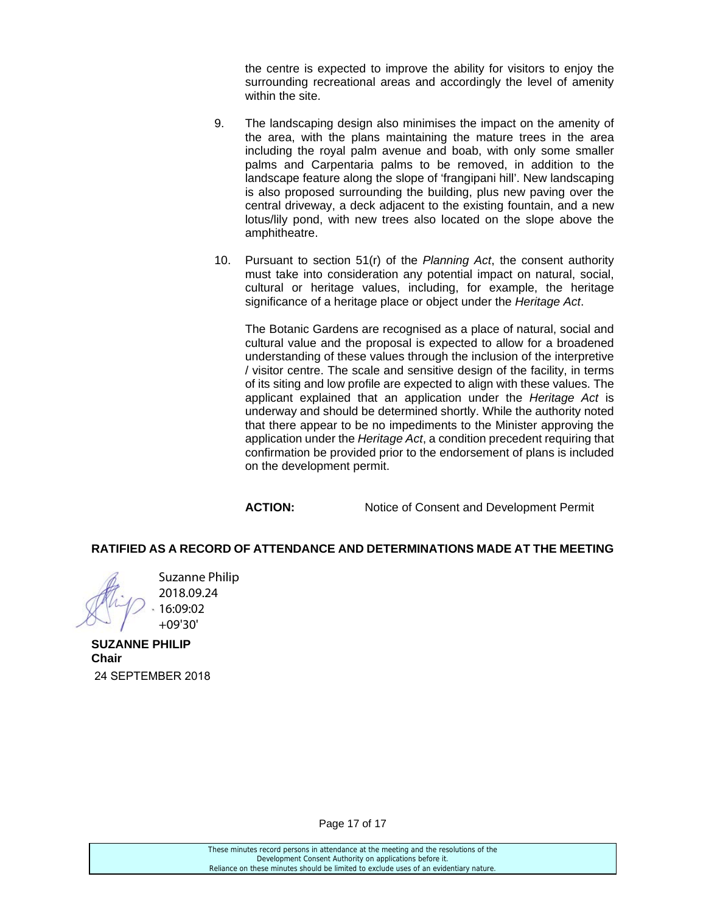the centre is expected to improve the ability for visitors to enjoy the surrounding recreational areas and accordingly the level of amenity within the site.

9. The landscaping design also minimises the impact on the amenity of the area, with the plans maintaining the mature trees in the area including the royal palm avenue and boab, with only some smaller palms and Carpentaria palms to be removed, in addition to the landscape feature along the slope of 'frangipani hill'. New landscaping is also proposed surrounding the building, plus new paving over the central driveway, a deck adjacent to the existing fountain, and a new lotus/lily pond, with new trees also located on the slope above the amphitheatre.

10. Pursuant to section 51(r) of the *Planning Act*, the consent authority must take into consideration any potential impact on natural, social, cultural or heritage values, including, for example, the heritage significance of a heritage place or object under the *Heritage Act*.

    The Botanic Gardens are recognised as a place of natural, social and cultural value and the proposal is expected to allow for a broadened understanding of these values through the inclusion of the interpretive / visitor centre. The scale and sensitive design of the facility, in terms of its siting and low profile are expected to align with these values. The applicant explained that an application under the *Heritage Act* is underway and should be determined shortly. While the authority noted that there appear to be no impediments to the Minister approving the application under the *Heritage Act*, a condition precedent requiring that confirmation be provided prior to the endorsement of plans is included on the development permit.

**ACTION:** Notice of Consent and Development Permit

**RATIFIED AS A RECORD OF ATTENDANCE AND DETERMINATIONS MADE AT THE MEETING**

Suzanne Philip
2018.09.24
16:09:02
+09'30'

**SUZANNE PHILIP**
**Chair**
24 SEPTEMBER 2018

These minutes record persons in attendance at the meeting and the resolutions of the Development Consent Authority on applications before it.
Reliance on these minutes should be limited to exclude uses of an evidentiary nature.